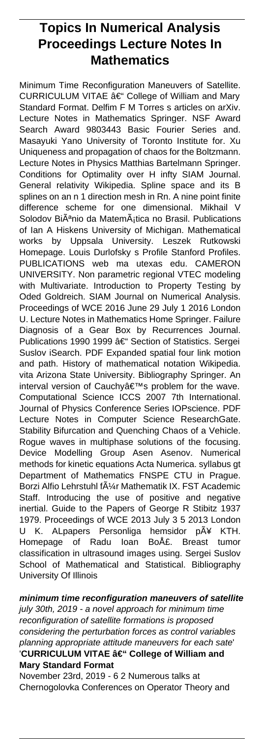# Topics In Numerical Analysis Proceedings Lecture Notes In Mathematics

Minimum Time Reconfiguration Maneuvers of Satellite. CURRICULUM VITAE â€“ College of William and Mary Standard Format. Delfim F M Torres s articles on arXiv. Lecture Notes in Mathematics Springer. NSF Award Search Award 9803443 Basic Fourier Series and. Masayuki Yano University of Toronto Institute for. Xu Uniqueness and propagation of chaos for the Boltzmann. Lecture Notes in Physics Matthias Bartelmann Springer. Conditions for Optimality over H infty SIAM Journal. General relativity Wikipedia. Spline space and its B splines on an n 1 direction mesh in Rn. A nine point finite difference scheme for one dimensional. Mikhail V Solodov BiÃªnio da MatemÃ¡tica no Brasil. Publications of Ian A Hiskens University of Michigan. Mathematical works by Uppsala University. Leszek Rutkowski Homepage. Louis Durlofsky s Profile Stanford Profiles. PUBLICATIONS web ma utexas edu. CAMERON UNIVERSITY. Non parametric regional VTEC modeling with Multivariate. Introduction to Property Testing by Oded Goldreich. SIAM Journal on Numerical Analysis. Proceedings of WCE 2016 June 29 July 1 2016 London U. Lecture Notes in Mathematics Home Springer. Failure Diagnosis of a Gear Box by Recurrences Journal. Publications 1990 1999 â€“ Section of Statistics. Sergei Suslov iSearch. PDF Expanded spatial four link motion and path. History of mathematical notation Wikipedia. vita Arizona State University. Bibliography Springer. An interval version of Cauchyâ€™s problem for the wave. Computational Science ICCS 2007 7th International. Journal of Physics Conference Series IOPscience. PDF Lecture Notes in Computer Science ResearchGate. Stability Bifurcation and Quenching Chaos of a Vehicle. Rogue waves in multiphase solutions of the focusing. Device Modelling Group Asen Asenov. Numerical methods for kinetic equations Acta Numerica. syllabus gt Department of Mathematics FNSPE CTU in Prague. Borzi Alfio Lehrstuhl fÃ¼r Mathematik IX. FST Academic Staff. Introducing the use of positive and negative inertial. Guide to the Papers of George R Stibitz 1937 1979. Proceedings of WCE 2013 July 3 5 2013 London U K. ALpapers Personliga hemsidor pÃ¥ KTH. Homepage of Radu Ioan BoÅ£. Breast tumor classification in ultrasound images using. Sergei Suslov School of Mathematical and Statistical. Bibliography University Of Illinois

***minimum time reconfiguration maneuvers of satellite***

*july 30th, 2019 - a novel approach for minimum time reconfiguration of satellite formations is proposed considering the perturbation forces as control variables planning appropriate attitude maneuvers for each sate*'

'**CURRICULUM VITAE â€“ College of William and Mary Standard Format**

November 23rd, 2019 - 6 2 Numerous talks at Chernogolovka Conferences on Operator Theory and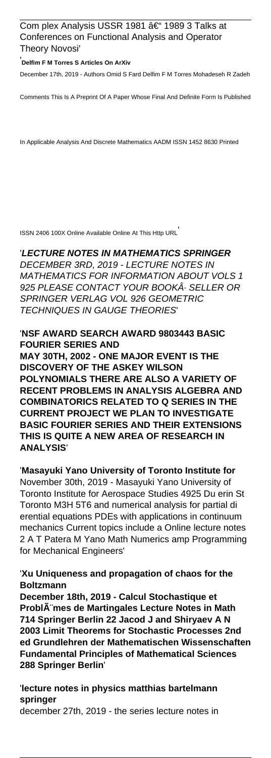Com plex Analysis USSR 1981 â€" 1989 3 Talks at Conferences on Functional Analysis and Operator Theory Novosi'

'**Delfim F M Torres S Articles On ArXiv**

December 17th, 2019 - Authors Omid S Fard Delfim F M Torres Mohadeseh R Zadeh Comments This Is A Preprint Of A Paper Whose Final And Definite Form Is Published In Applicable Analysis And Discrete Mathematics AADM ISSN 1452 8630 Printed ISSN 2406 100X Online Available Online At This Http URL'

'***LECTURE NOTES IN MATHEMATICS SPRINGER***

*DECEMBER 3RD, 2019 - LECTURE NOTES IN MATHEMATICS FOR INFORMATION ABOUT VOLS 1 925 PLEASE CONTACT YOUR BOOKÂ· SELLER OR SPRINGER VERLAG VOL 926 GEOMETRIC TECHNIQUES IN GAUGE THEORIES*'

'**NSF AWARD SEARCH AWARD 9803443 BASIC FOURIER SERIES AND**

**MAY 30TH, 2002 - ONE MAJOR EVENT IS THE DISCOVERY OF THE ASKEY WILSON POLYNOMIALS THERE ARE ALSO A VARIETY OF RECENT PROBLEMS IN ANALYSIS ALGEBRA AND COMBINATORICS RELATED TO Q SERIES IN THE CURRENT PROJECT WE PLAN TO INVESTIGATE BASIC FOURIER SERIES AND THEIR EXTENSIONS THIS IS QUITE A NEW AREA OF RESEARCH IN ANALYSIS**'

'**Masayuki Yano University of Toronto Institute for**

November 30th, 2019 - Masayuki Yano University of Toronto Institute for Aerospace Studies 4925 Du erin St Toronto M3H 5T6 and numerical analysis for partial di erential equations PDEs with applications in continuum mechanics Current topics include a Online lecture notes 2 A T Patera M Yano Math Numerics amp Programming for Mechanical Engineers'

'**Xu Uniqueness and propagation of chaos for the Boltzmann**

**December 18th, 2019 - Calcul Stochastique et ProblÃ¨mes de Martingales Lecture Notes in Math 714 Springer Berlin 22 Jacod J and Shiryaev A N 2003 Limit Theorems for Stochastic Processes 2nd ed Grundlehren der Mathematischen Wissenschaften Fundamental Principles of Mathematical Sciences 288 Springer Berlin**'

'**lecture notes in physics matthias bartelmann springer**

december 27th, 2019 - the series lecture notes in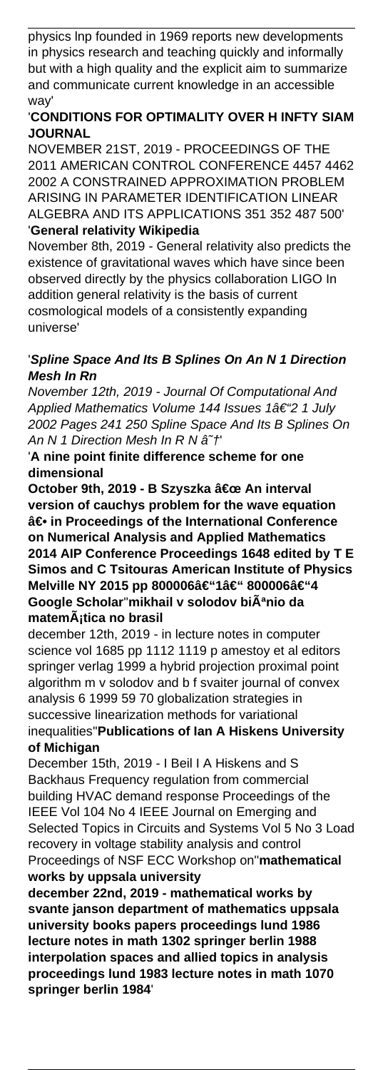physics lnp founded in 1969 reports new developments in physics research and teaching quickly and informally but with a high quality and the explicit aim to summarize and communicate current knowledge in an accessible way'

'**CONDITIONS FOR OPTIMALITY OVER H INFTY SIAM JOURNAL**

NOVEMBER 21ST, 2019 - PROCEEDINGS OF THE 2011 AMERICAN CONTROL CONFERENCE 4457 4462 2002 A CONSTRAINED APPROXIMATION PROBLEM ARISING IN PARAMETER IDENTIFICATION LINEAR ALGEBRA AND ITS APPLICATIONS 351 352 487 500'

'**General relativity Wikipedia**

November 8th, 2019 - General relativity also predicts the existence of gravitational waves which have since been observed directly by the physics collaboration LIGO In addition general relativity is the basis of current cosmological models of a consistently expanding universe'

'***Spline Space And Its B Splines On An N 1 Direction Mesh In Rn***

*November 12th, 2019 - Journal Of Computational And Applied Mathematics Volume 144 Issues 1â€"2 1 July 2002 Pages 241 250 Spline Space And Its B Splines On An N 1 Direction Mesh In R N â˜†*'

'**A nine point finite difference scheme for one dimensional**

**October 9th, 2019 - B Szyszka â€œ An interval version of cauchys problem for the wave equation â€• in Proceedings of the International Conference on Numerical Analysis and Applied Mathematics 2014 AIP Conference Proceedings 1648 edited by T E Simos and C Tsitouras American Institute of Physics Melville NY 2015 pp 800006â€"1â€" 800006â€"4 Google Scholar**''**mikhail v solodov biÃªnio da matemÃ¡tica no brasil**

december 12th, 2019 - in lecture notes in computer science vol 1685 pp 1112 1119 p amestoy et al editors springer verlag 1999 a hybrid projection proximal point algorithm m v solodov and b f svaiter journal of convex analysis 6 1999 59 70 globalization strategies in successive linearization methods for variational inequalities''**Publications of Ian A Hiskens University of Michigan**

December 15th, 2019 - I Beil I A Hiskens and S Backhaus Frequency regulation from commercial building HVAC demand response Proceedings of the IEEE Vol 104 No 4 IEEE Journal on Emerging and Selected Topics in Circuits and Systems Vol 5 No 3 Load recovery in voltage stability analysis and control Proceedings of NSF ECC Workshop on''**mathematical works by uppsala university**

**december 22nd, 2019 - mathematical works by svante janson department of mathematics uppsala university books papers proceedings lund 1986 lecture notes in math 1302 springer berlin 1988 interpolation spaces and allied topics in analysis proceedings lund 1983 lecture notes in math 1070 springer berlin 1984**'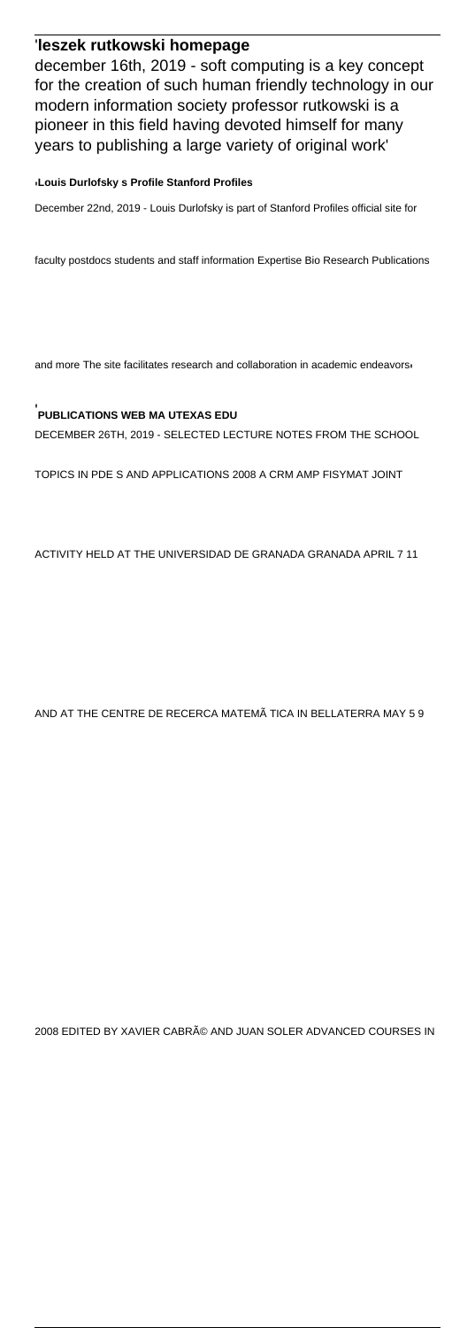'**leszek rutkowski homepage**

december 16th, 2019 - soft computing is a key concept for the creation of such human friendly technology in our modern information society professor rutkowski is a pioneer in this field having devoted himself for many years to publishing a large variety of original work'

'**Louis Durlofsky s Profile Stanford Profiles**

December 22nd, 2019 - Louis Durlofsky is part of Stanford Profiles official site for faculty postdocs students and staff information Expertise Bio Research Publications and more The site facilitates research and collaboration in academic endeavors'

'**PUBLICATIONS WEB MA UTEXAS EDU**

DECEMBER 26TH, 2019 - SELECTED LECTURE NOTES FROM THE SCHOOL TOPICS IN PDE S AND APPLICATIONS 2008 A CRM AMP FISYMAT JOINT ACTIVITY HELD AT THE UNIVERSIDAD DE GRANADA GRANADA APRIL 7 11 AND AT THE CENTRE DE RECERCA MATEMÃ TICA IN BELLATERRA MAY 5 9 2008 EDITED BY XAVIER CABRÃ© AND JUAN SOLER ADVANCED COURSES IN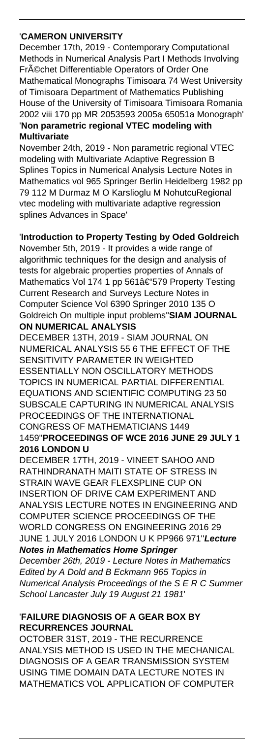'**CAMERON UNIVERSITY**

December 17th, 2019 - Contemporary Computational Methods in Numerical Analysis Part I Methods Involving FrÃ©chet Differentiable Operators of Order One Mathematical Monographs Timisoara 74 West University of Timisoara Department of Mathematics Publishing House of the University of Timisoara Timisoara Romania 2002 viii 170 pp MR 2053593 2005a 65051a Monograph'

'**Non parametric regional VTEC modeling with Multivariate**

November 24th, 2019 - Non parametric regional VTEC modeling with Multivariate Adaptive Regression B Splines Topics in Numerical Analysis Lecture Notes in Mathematics vol 965 Springer Berlin Heidelberg 1982 pp 79 112 M Durmaz M O Karslioglu M NohutcuRegional vtec modeling with multivariate adaptive regression splines Advances in Space'

'**Introduction to Property Testing by Oded Goldreich**

November 5th, 2019 - It provides a wide range of algorithmic techniques for the design and analysis of tests for algebraic properties properties of Annals of Mathematics Vol 174 1 pp 561â€"579 Property Testing Current Research and Surveys Lecture Notes in Computer Science Vol 6390 Springer 2010 135 O Goldreich On multiple input problems''**SIAM JOURNAL ON NUMERICAL ANALYSIS**

DECEMBER 13TH, 2019 - SIAM JOURNAL ON NUMERICAL ANALYSIS 55 6 THE EFFECT OF THE SENSITIVITY PARAMETER IN WEIGHTED ESSENTIALLY NON OSCILLATORY METHODS TOPICS IN NUMERICAL PARTIAL DIFFERENTIAL EQUATIONS AND SCIENTIFIC COMPUTING 23 50 SUBSCALE CAPTURING IN NUMERICAL ANALYSIS PROCEEDINGS OF THE INTERNATIONAL CONGRESS OF MATHEMATICIANS 1449 1459''**PROCEEDINGS OF WCE 2016 JUNE 29 JULY 1 2016 LONDON U**

DECEMBER 17TH, 2019 - VINEET SAHOO AND RATHINDRANATH MAITI STATE OF STRESS IN STRAIN WAVE GEAR FLEXSPLINE CUP ON INSERTION OF DRIVE CAM EXPERIMENT AND ANALYSIS LECTURE NOTES IN ENGINEERING AND COMPUTER SCIENCE PROCEEDINGS OF THE WORLD CONGRESS ON ENGINEERING 2016 29 JUNE 1 JULY 2016 LONDON U K PP966 971''***Lecture Notes in Mathematics Home Springer***

*December 26th, 2019 - Lecture Notes in Mathematics Edited by A Dold and B Eckmann 965 Topics in Numerical Analysis Proceedings of the S E R C Summer School Lancaster July 19 August 21 1981*'

'**FAILURE DIAGNOSIS OF A GEAR BOX BY RECURRENCES JOURNAL**

OCTOBER 31ST, 2019 - THE RECURRENCE ANALYSIS METHOD IS USED IN THE MECHANICAL DIAGNOSIS OF A GEAR TRANSMISSION SYSTEM USING TIME DOMAIN DATA LECTURE NOTES IN MATHEMATICS VOL APPLICATION OF COMPUTER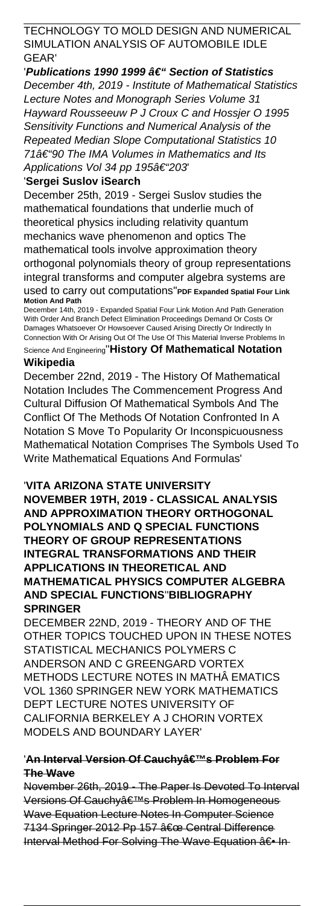TECHNOLOGY TO MOLD DESIGN AND NUMERICAL SIMULATION ANALYSIS OF AUTOMOBILE IDLE GEAR'

'***Publications 1990 1999 â€" Section of Statistics***
*December 4th, 2019 - Institute of Mathematical Statistics Lecture Notes and Monograph Series Volume 31 Hayward Rousseeuw P J Croux C and Hossjer O 1995 Sensitivity Functions and Numerical Analysis of the Repeated Median Slope Computational Statistics 10 71â€"90 The IMA Volumes in Mathematics and Its Applications Vol 34 pp 195â€"203*'

'**Sergei Suslov iSearch**

December 25th, 2019 - Sergei Suslov studies the mathematical foundations that underlie much of theoretical physics including relativity quantum mechanics wave phenomenon and optics The mathematical tools involve approximation theory orthogonal polynomials theory of group representations integral transforms and computer algebra systems are used to carry out computations''**PDF Expanded Spatial Four Link Motion And Path**

December 14th, 2019 - Expanded Spatial Four Link Motion And Path Generation With Order And Branch Defect Elimination Proceedings Demand Or Costs Or Damages Whatsoever Or Howsoever Caused Arising Directly Or Indirectly In Connection With Or Arising Out Of The Use Of This Material Inverse Problems In Science And Engineering''**History Of Mathematical Notation Wikipedia**

December 22nd, 2019 - The History Of Mathematical Notation Includes The Commencement Progress And Cultural Diffusion Of Mathematical Symbols And The Conflict Of The Methods Of Notation Confronted In A Notation S Move To Popularity Or Inconspicuousness Mathematical Notation Comprises The Symbols Used To Write Mathematical Equations And Formulas'

'**VITA ARIZONA STATE UNIVERSITY NOVEMBER 19TH, 2019 - CLASSICAL ANALYSIS AND APPROXIMATION THEORY ORTHOGONAL POLYNOMIALS AND Q SPECIAL FUNCTIONS THEORY OF GROUP REPRESENTATIONS INTEGRAL TRANSFORMATIONS AND THEIR APPLICATIONS IN THEORETICAL AND MATHEMATICAL PHYSICS COMPUTER ALGEBRA AND SPECIAL FUNCTIONS**''**BIBLIOGRAPHY SPRINGER**

DECEMBER 22ND, 2019 - THEORY AND OF THE OTHER TOPICS TOUCHED UPON IN THESE NOTES STATISTICAL MECHANICS POLYMERS C ANDERSON AND C GREENGARD VORTEX METHODS LECTURE NOTES IN MATHÂ EMATICS VOL 1360 SPRINGER NEW YORK MATHEMATICS DEPT LECTURE NOTES UNIVERSITY OF CALIFORNIA BERKELEY A J CHORIN VORTEX MODELS AND BOUNDARY LAYER'

'**An Interval Version Of Cauchyâ€™s Problem For The Wave**

November 26th, 2019 - The Paper Is Devoted To Interval Versions Of Cauchyâ€™s Problem In Homogeneous Wave Equation Lecture Notes In Computer Science 7134 Springer 2012 Pp 157 â€œ Central Difference Interval Method For Solving The Wave Equation â€• In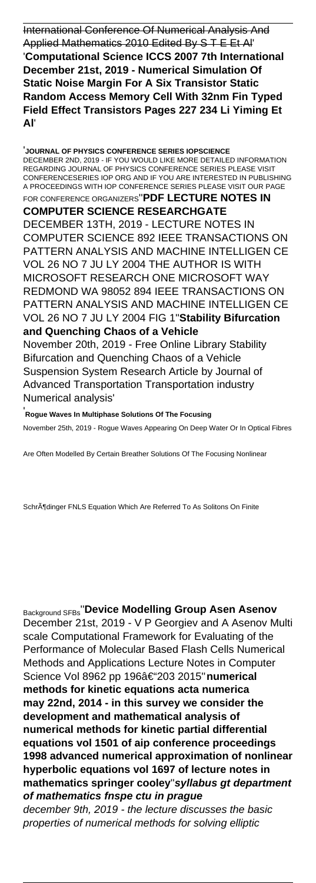~~International Conference Of Numerical Analysis And Applied Mathematics 2010 Edited By S T E Et Al~~'

'**Computational Science ICCS 2007 7th International December 21st, 2019 - Numerical Simulation Of Static Noise Margin For A Six Transistor Static Random Access Memory Cell With 32nm Fin Typed Field Effect Transistors Pages 227 234 Li Yiming Et Al**'

'**JOURNAL OF PHYSICS CONFERENCE SERIES IOPSCIENCE**

DECEMBER 2ND, 2019 - IF YOU WOULD LIKE MORE DETAILED INFORMATION REGARDING JOURNAL OF PHYSICS CONFERENCE SERIES PLEASE VISIT CONFERENCESERIES IOP ORG AND IF YOU ARE INTERESTED IN PUBLISHING A PROCEEDINGS WITH IOP CONFERENCE SERIES PLEASE VISIT OUR PAGE FOR CONFERENCE ORGANIZERS''**PDF LECTURE NOTES IN COMPUTER SCIENCE RESEARCHGATE**

DECEMBER 13TH, 2019 - LECTURE NOTES IN COMPUTER SCIENCE 892 IEEE TRANSACTIONS ON PATTERN ANALYSIS AND MACHINE INTELLIGEN CE VOL 26 NO 7 JU LY 2004 THE AUTHOR IS WITH MICROSOFT RESEARCH ONE MICROSOFT WAY REDMOND WA 98052 894 IEEE TRANSACTIONS ON PATTERN ANALYSIS AND MACHINE INTELLIGEN CE VOL 26 NO 7 JU LY 2004 FIG 1''**Stability Bifurcation and Quenching Chaos of a Vehicle**

November 20th, 2019 - Free Online Library Stability Bifurcation and Quenching Chaos of a Vehicle Suspension System Research Article by Journal of Advanced Transportation Transportation industry Numerical analysis'

'**Rogue Waves In Multiphase Solutions Of The Focusing**

November 25th, 2019 - Rogue Waves Appearing On Deep Water Or In Optical Fibres Are Often Modelled By Certain Breather Solutions Of The Focusing Nonlinear Schrödinger FNLS Equation Which Are Referred To As Solitons On Finite Background SFBs''**Device Modelling Group Asen Asenov**

December 21st, 2019 - V P Georgiev and A Asenov Multi scale Computational Framework for Evaluating of the Performance of Molecular Based Flash Cells Numerical Methods and Applications Lecture Notes in Computer Science Vol 8962 pp 196–203 2015''**numerical methods for kinetic equations acta numerica**

**may 22nd, 2014 - in this survey we consider the development and mathematical analysis of numerical methods for kinetic partial differential equations vol 1501 of aip conference proceedings 1998 advanced numerical approximation of nonlinear hyperbolic equations vol 1697 of lecture notes in mathematics springer cooley**''***syllabus gt department of mathematics fnspe ctu in prague***

*december 9th, 2019 - the lecture discusses the basic properties of numerical methods for solving elliptic*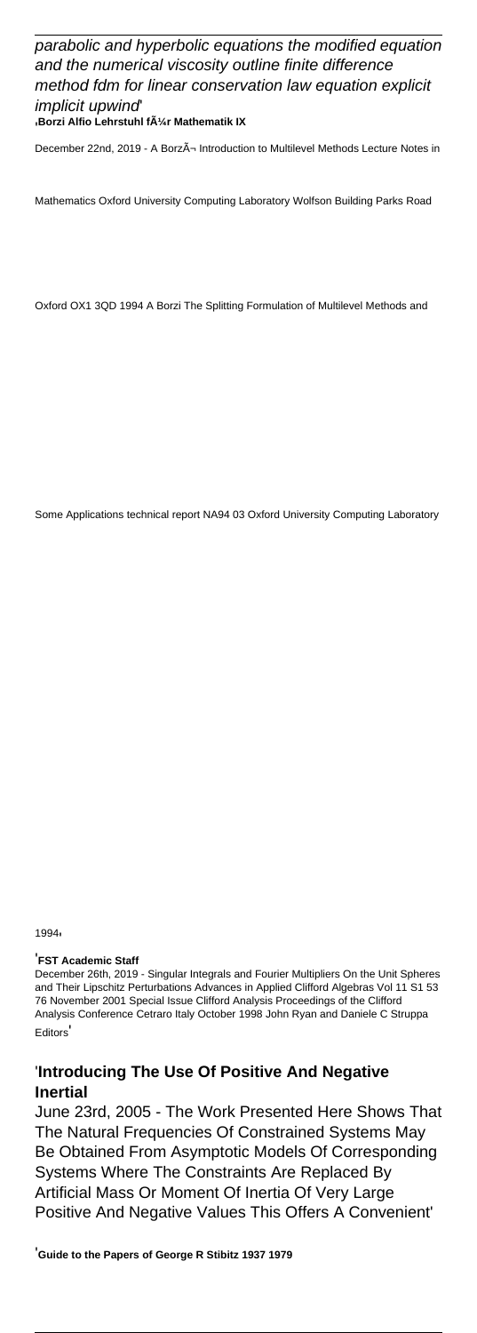*parabolic and hyperbolic equations the modified equation and the numerical viscosity outline finite difference method fdm for linear conservation law equation explicit implicit upwind*'

'**Borzi Alfio Lehrstuhl fÃ¼r Mathematik IX**

December 22nd, 2019 - A BorzÃ¬ Introduction to Multilevel Methods Lecture Notes in

Mathematics Oxford University Computing Laboratory Wolfson Building Parks Road

Oxford OX1 3QD 1994 A Borzi The Splitting Formulation of Multilevel Methods and

Some Applications technical report NA94 03 Oxford University Computing Laboratory

1994'

'**FST Academic Staff**

December 26th, 2019 - Singular Integrals and Fourier Multipliers On the Unit Spheres and Their Lipschitz Perturbations Advances in Applied Clifford Algebras Vol 11 S1 53 76 November 2001 Special Issue Clifford Analysis Proceedings of the Clifford Analysis Conference Cetraro Italy October 1998 John Ryan and Daniele C Struppa Editors'

## 'Introducing The Use Of Positive And Negative Inertial

June 23rd, 2005 - The Work Presented Here Shows That The Natural Frequencies Of Constrained Systems May Be Obtained From Asymptotic Models Of Corresponding Systems Where The Constraints Are Replaced By Artificial Mass Or Moment Of Inertia Of Very Large Positive And Negative Values This Offers A Convenient'

'**Guide to the Papers of George R Stibitz 1937 1979**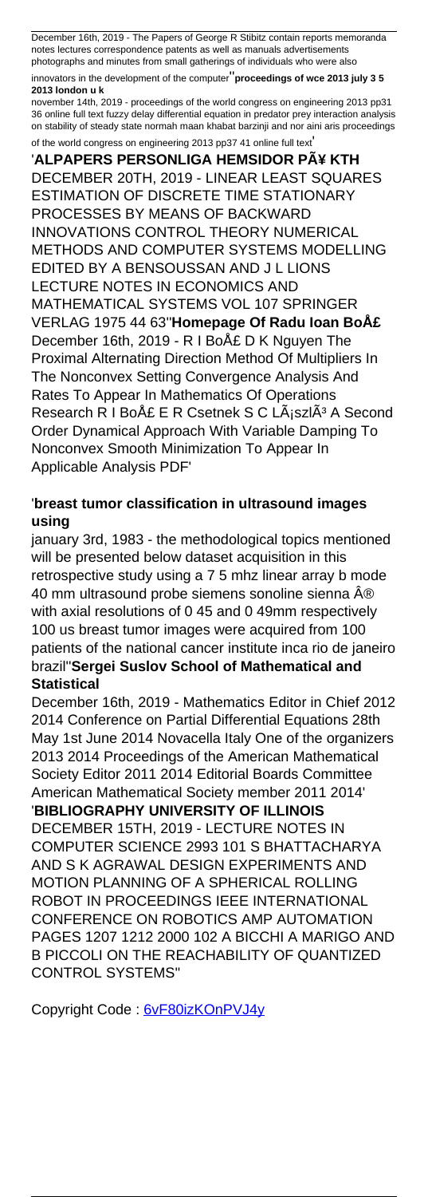December 16th, 2019 - The Papers of George R Stibitz contain reports memoranda notes lectures correspondence patents as well as manuals advertisements photographs and minutes from small gatherings of individuals who were also innovators in the development of the computer''**proceedings of wce 2013 july 3 5 2013 london u k**

november 14th, 2019 - proceedings of the world congress on engineering 2013 pp31 36 online full text fuzzy delay differential equation in predator prey interaction analysis on stability of steady state normah maan khabat barzinji and nor aini aris proceedings of the world congress on engineering 2013 pp37 41 online full text'

'**ALPAPERS PERSONLIGA HEMSIDOR PÃ¥ KTH**

DECEMBER 20TH, 2019 - LINEAR LEAST SQUARES ESTIMATION OF DISCRETE TIME STATIONARY PROCESSES BY MEANS OF BACKWARD INNOVATIONS CONTROL THEORY NUMERICAL METHODS AND COMPUTER SYSTEMS MODELLING EDITED BY A BENSOUSSAN AND J L LIONS LECTURE NOTES IN ECONOMICS AND MATHEMATICAL SYSTEMS VOL 107 SPRINGER VERLAG 1975 44 63''**Homepage Of Radu Ioan BoÅ£**

December 16th, 2019 - R I BoÅ£ D K Nguyen The Proximal Alternating Direction Method Of Multipliers In The Nonconvex Setting Convergence Analysis And Rates To Appear In Mathematics Of Operations Research R I BoÅ£ E R Csetnek S C LÃ¡szlÃ³ A Second Order Dynamical Approach With Variable Damping To Nonconvex Smooth Minimization To Appear In Applicable Analysis PDF'

'**breast tumor classification in ultrasound images using**

january 3rd, 1983 - the methodological topics mentioned will be presented below dataset acquisition in this retrospective study using a 7 5 mhz linear array b mode 40 mm ultrasound probe siemens sonoline sienna Â® with axial resolutions of 0 45 and 0 49mm respectively 100 us breast tumor images were acquired from 100 patients of the national cancer institute inca rio de janeiro brazil''**Sergei Suslov School of Mathematical and Statistical**

December 16th, 2019 - Mathematics Editor in Chief 2012 2014 Conference on Partial Differential Equations 28th May 1st June 2014 Novacella Italy One of the organizers 2013 2014 Proceedings of the American Mathematical Society Editor 2011 2014 Editorial Boards Committee American Mathematical Society member 2011 2014'

'**BIBLIOGRAPHY UNIVERSITY OF ILLINOIS**

DECEMBER 15TH, 2019 - LECTURE NOTES IN COMPUTER SCIENCE 2993 101 S BHATTACHARYA AND S K AGRAWAL DESIGN EXPERIMENTS AND MOTION PLANNING OF A SPHERICAL ROLLING ROBOT IN PROCEEDINGS IEEE INTERNATIONAL CONFERENCE ON ROBOTICS AMP AUTOMATION PAGES 1207 1212 2000 102 A BICCHI A MARIGO AND B PICCOLI ON THE REACHABILITY OF QUANTIZED CONTROL SYSTEMS''

Copyright Code : 6vF80izKOnPVJ4y